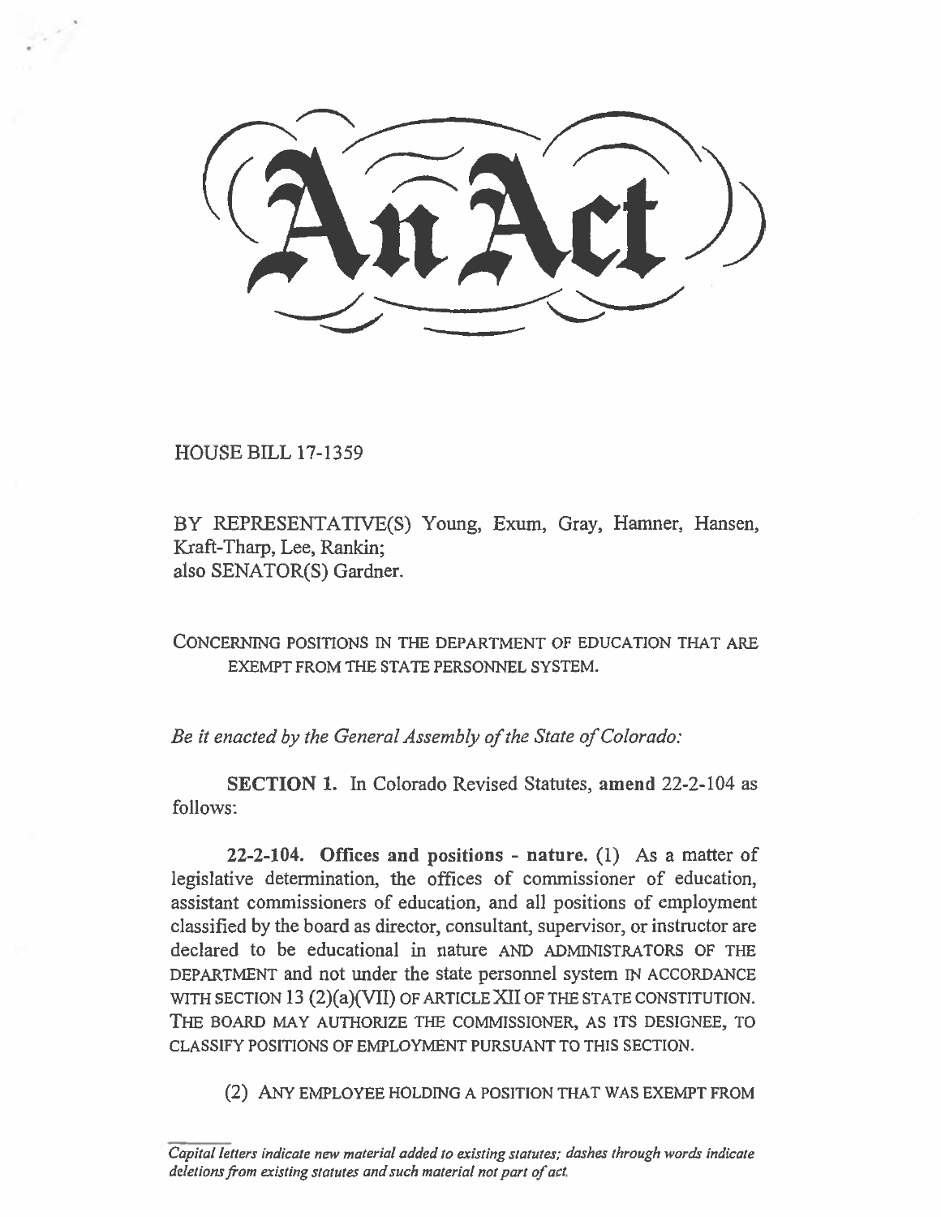# An Act

HOUSE BILL 17-1359

BY REPRESENTATIVE(S) Young, Exum, Gray, Hamner, Hansen, Kraft-Tharp, Lee, Rankin;
also SENATOR(S) Gardner.

CONCERNING POSITIONS IN THE DEPARTMENT OF EDUCATION THAT ARE EXEMPT FROM THE STATE PERSONNEL SYSTEM.

*Be it enacted by the General Assembly of the State of Colorado:*

**SECTION 1.** In Colorado Revised Statutes, **amend** 22-2-104 as follows:

**22-2-104. Offices and positions - nature.** (1) As a matter of legislative determination, the offices of commissioner of education, assistant commissioners of education, and all positions of employment classified by the board as director, consultant, supervisor, or instructor are declared to be educational in nature AND ADMINISTRATORS OF THE DEPARTMENT and not under the state personnel system IN ACCORDANCE WITH SECTION 13 (2)(a)(VII) OF ARTICLE XII OF THE STATE CONSTITUTION. THE BOARD MAY AUTHORIZE THE COMMISSIONER, AS ITS DESIGNEE, TO CLASSIFY POSITIONS OF EMPLOYMENT PURSUANT TO THIS SECTION.

(2) ANY EMPLOYEE HOLDING A POSITION THAT WAS EXEMPT FROM

*Capital letters indicate new material added to existing statutes; dashes through words indicate deletions from existing statutes and such material not part of act.*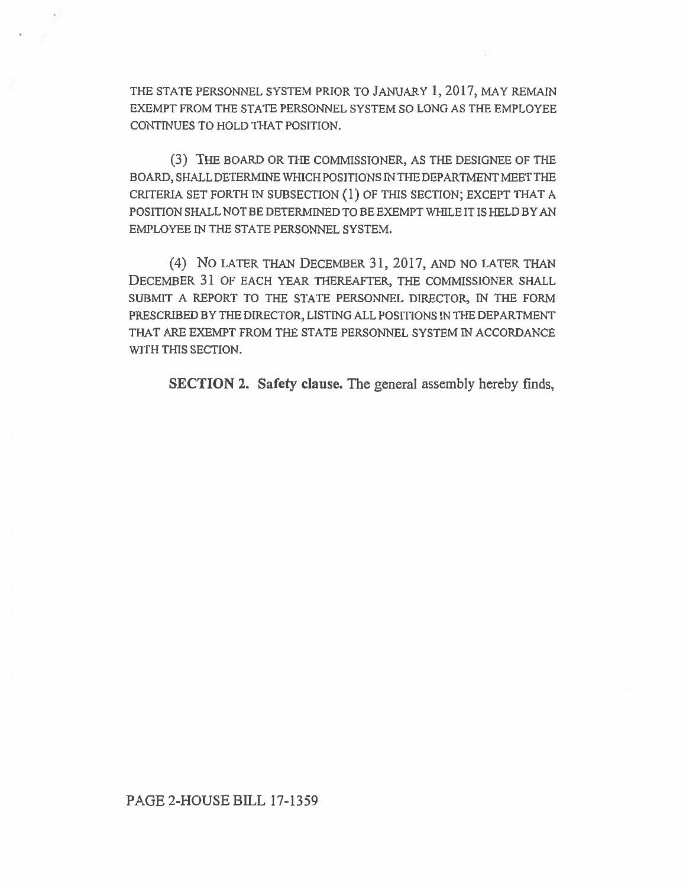THE STATE PERSONNEL SYSTEM PRIOR TO JANUARY 1, 2017, MAY REMAIN EXEMPT FROM THE STATE PERSONNEL SYSTEM SO LONG AS THE EMPLOYEE CONTINUES TO HOLD THAT POSITION.

(3) THE BOARD OR THE COMMISSIONER, AS THE DESIGNEE OF THE BOARD, SHALL DETERMINE WHICH POSITIONS IN THE DEPARTMENT MEET THE CRITERIA SET FORTH IN SUBSECTION (1) OF THIS SECTION; EXCEPT THAT A POSITION SHALL NOT BE DETERMINED TO BE EXEMPT WHILE IT IS HELD BY AN EMPLOYEE IN THE STATE PERSONNEL SYSTEM.

(4) NO LATER THAN DECEMBER 31, 2017, AND NO LATER THAN DECEMBER 31 OF EACH YEAR THEREAFTER, THE COMMISSIONER SHALL SUBMIT A REPORT TO THE STATE PERSONNEL DIRECTOR, IN THE FORM PRESCRIBED BY THE DIRECTOR, LISTING ALL POSITIONS IN THE DEPARTMENT THAT ARE EXEMPT FROM THE STATE PERSONNEL SYSTEM IN ACCORDANCE WITH THIS SECTION.

**SECTION 2. Safety clause.** The general assembly hereby finds,

PAGE 2-HOUSE BILL 17-1359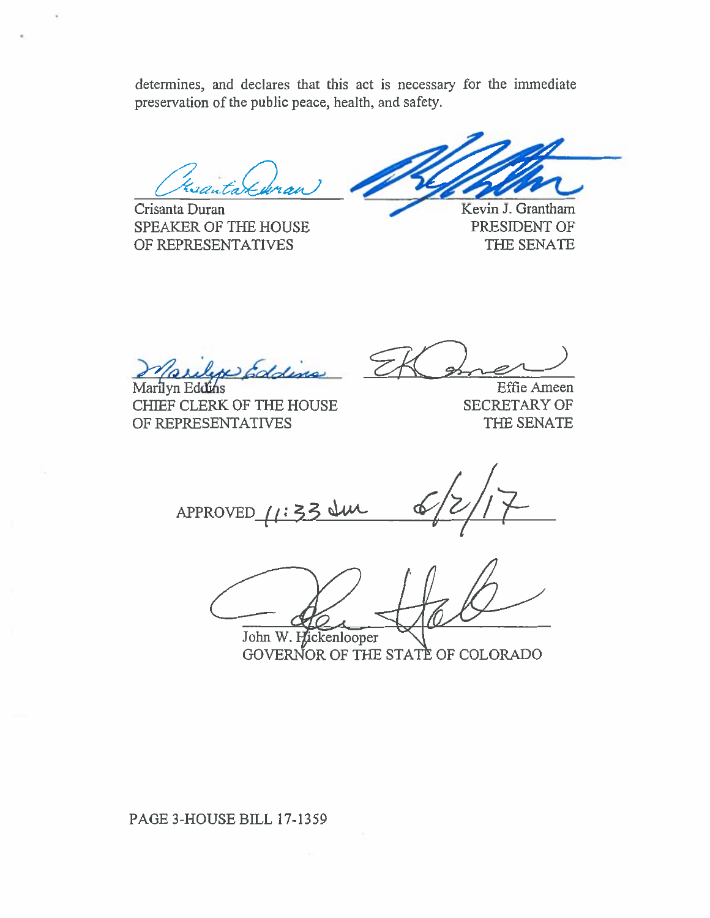determines, and declares that this act is necessary for the immediate preservation of the public peace, health, and safety.

Crisanta Duran
SPEAKER OF THE HOUSE
OF REPRESENTATIVES

Kevin J. Grantham
PRESIDENT OF
THE SENATE

Marilyn Eddins
CHIEF CLERK OF THE HOUSE
OF REPRESENTATIVES

Effie Ameen
SECRETARY OF
THE SENATE

APPROVED 11:33 am 6/2/17

John W. Hickenlooper
GOVERNOR OF THE STATE OF COLORADO

PAGE 3-HOUSE BILL 17-1359